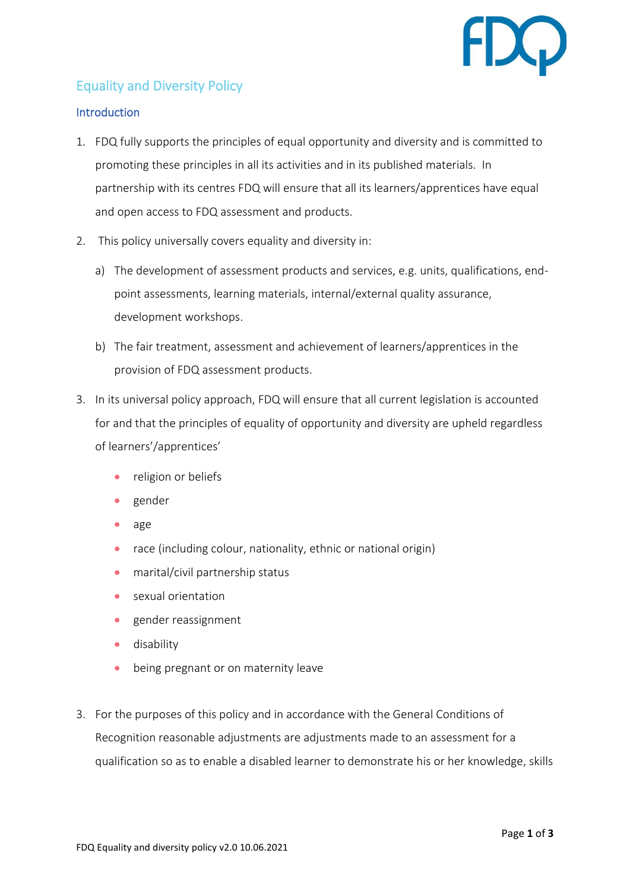# Equality and Diversity Policy

## Introduction

1. FDQ fully supports the principles of equal opportunity and diversity and is committed to promoting these principles in all its activities and in its published materials. In partnership with its centres FDQ will ensure that all its learners/apprentices have equal and open access to FDQ assessment and products.

2. This policy universally covers equality and diversity in:

   a) The development of assessment products and services, e.g. units, qualifications, end-point assessments, learning materials, internal/external quality assurance, development workshops.

   b) The fair treatment, assessment and achievement of learners/apprentices in the provision of FDQ assessment products.

3. In its universal policy approach, FDQ will ensure that all current legislation is accounted for and that the principles of equality of opportunity and diversity are upheld regardless of learners'/apprentices'

   - religion or beliefs
   - gender
   - age
   - race (including colour, nationality, ethnic or national origin)
   - marital/civil partnership status
   - sexual orientation
   - gender reassignment
   - disability
   - being pregnant or on maternity leave

3. For the purposes of this policy and in accordance with the General Conditions of Recognition reasonable adjustments are adjustments made to an assessment for a qualification so as to enable a disabled learner to demonstrate his or her knowledge, skills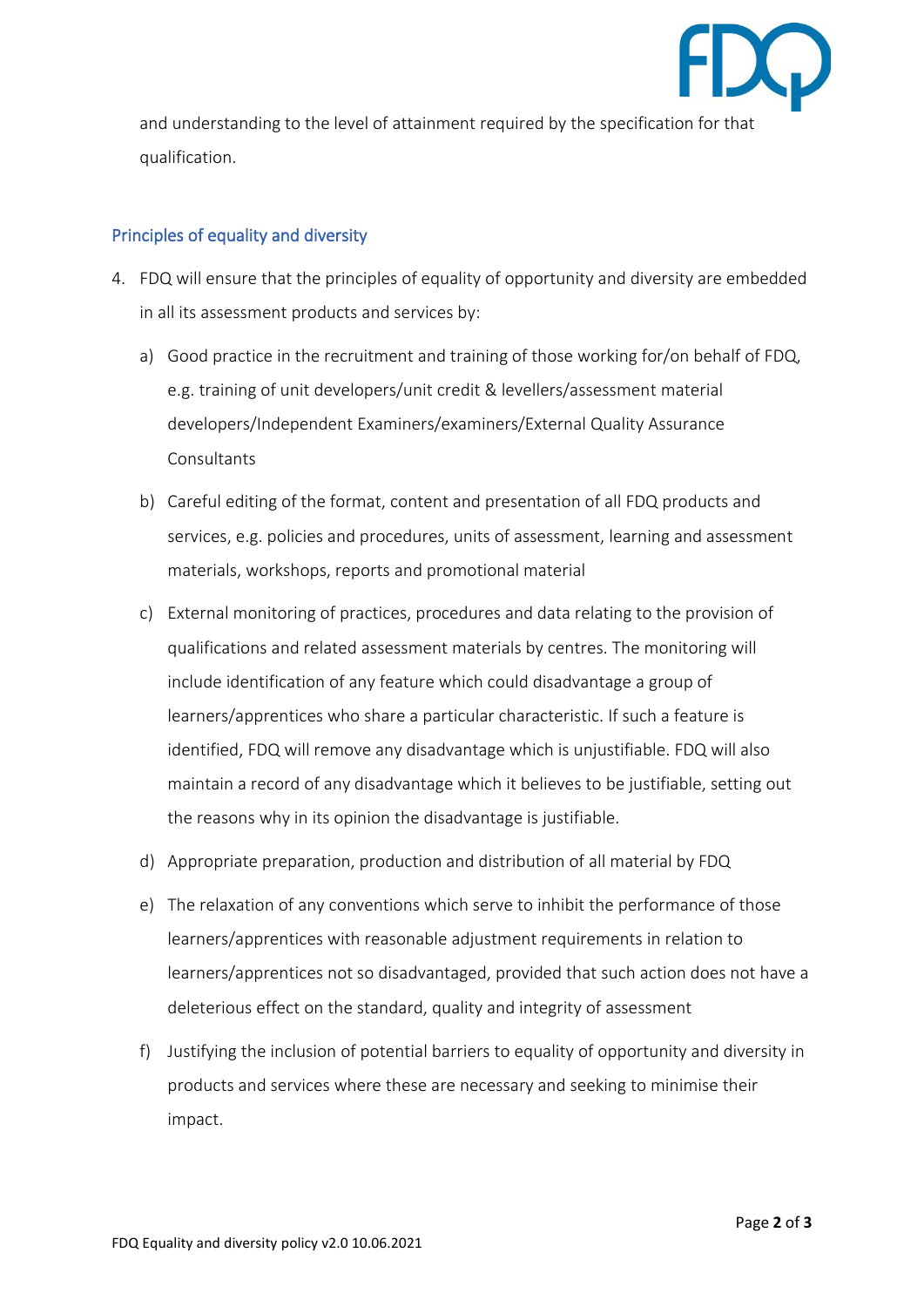and understanding to the level of attainment required by the specification for that qualification.

## Principles of equality and diversity

4. FDQ will ensure that the principles of equality of opportunity and diversity are embedded in all its assessment products and services by:

   a) Good practice in the recruitment and training of those working for/on behalf of FDQ, e.g. training of unit developers/unit credit & levellers/assessment material developers/Independent Examiners/examiners/External Quality Assurance Consultants

   b) Careful editing of the format, content and presentation of all FDQ products and services, e.g. policies and procedures, units of assessment, learning and assessment materials, workshops, reports and promotional material

   c) External monitoring of practices, procedures and data relating to the provision of qualifications and related assessment materials by centres. The monitoring will include identification of any feature which could disadvantage a group of learners/apprentices who share a particular characteristic. If such a feature is identified, FDQ will remove any disadvantage which is unjustifiable. FDQ will also maintain a record of any disadvantage which it believes to be justifiable, setting out the reasons why in its opinion the disadvantage is justifiable.

   d) Appropriate preparation, production and distribution of all material by FDQ

   e) The relaxation of any conventions which serve to inhibit the performance of those learners/apprentices with reasonable adjustment requirements in relation to learners/apprentices not so disadvantaged, provided that such action does not have a deleterious effect on the standard, quality and integrity of assessment

   f) Justifying the inclusion of potential barriers to equality of opportunity and diversity in products and services where these are necessary and seeking to minimise their impact.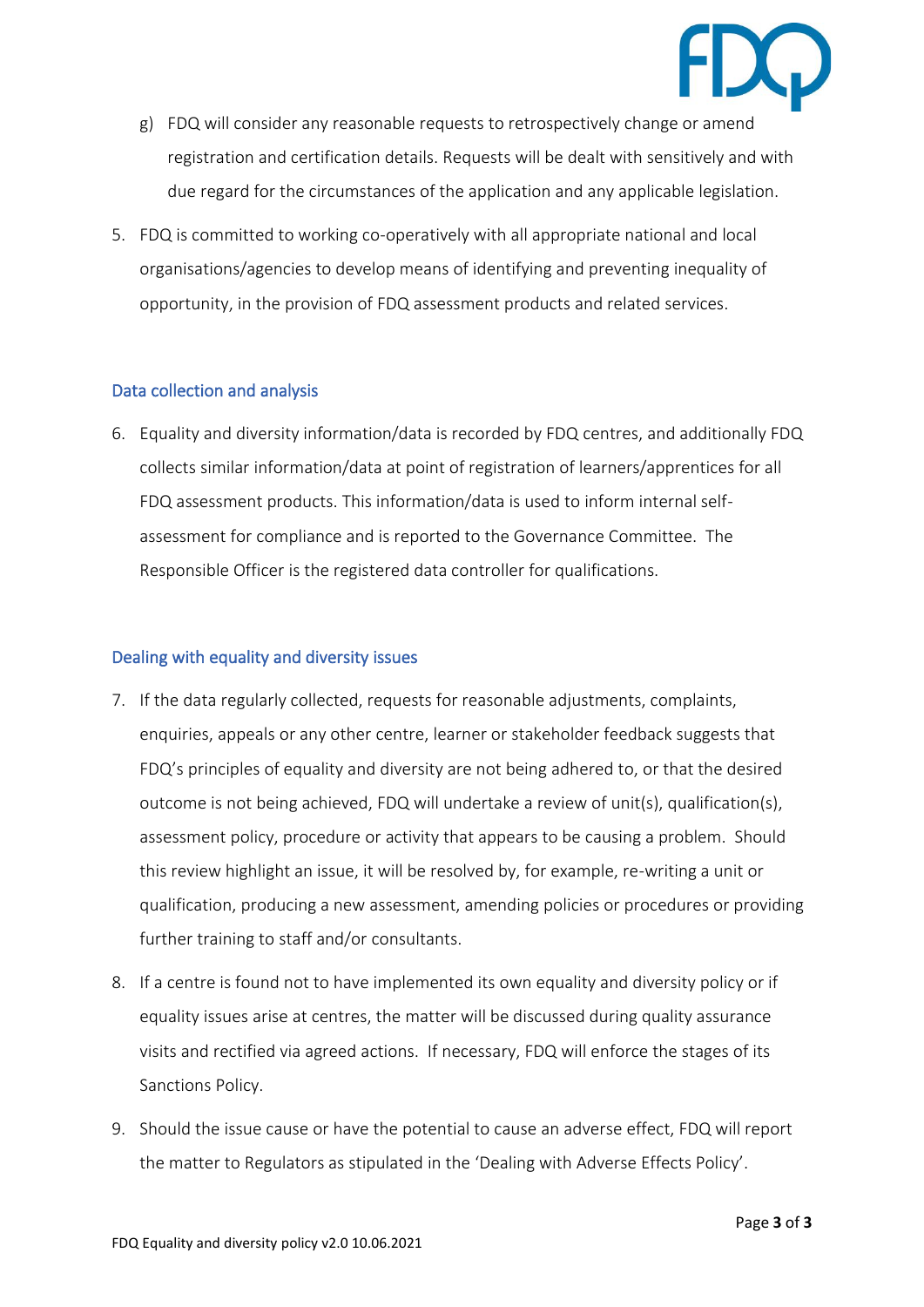g) FDQ will consider any reasonable requests to retrospectively change or amend registration and certification details. Requests will be dealt with sensitively and with due regard for the circumstances of the application and any applicable legislation.

5. FDQ is committed to working co-operatively with all appropriate national and local organisations/agencies to develop means of identifying and preventing inequality of opportunity, in the provision of FDQ assessment products and related services.

## Data collection and analysis

6. Equality and diversity information/data is recorded by FDQ centres, and additionally FDQ collects similar information/data at point of registration of learners/apprentices for all FDQ assessment products. This information/data is used to inform internal self-assessment for compliance and is reported to the Governance Committee. The Responsible Officer is the registered data controller for qualifications.

## Dealing with equality and diversity issues

7. If the data regularly collected, requests for reasonable adjustments, complaints, enquiries, appeals or any other centre, learner or stakeholder feedback suggests that FDQ's principles of equality and diversity are not being adhered to, or that the desired outcome is not being achieved, FDQ will undertake a review of unit(s), qualification(s), assessment policy, procedure or activity that appears to be causing a problem. Should this review highlight an issue, it will be resolved by, for example, re-writing a unit or qualification, producing a new assessment, amending policies or procedures or providing further training to staff and/or consultants.

8. If a centre is found not to have implemented its own equality and diversity policy or if equality issues arise at centres, the matter will be discussed during quality assurance visits and rectified via agreed actions. If necessary, FDQ will enforce the stages of its Sanctions Policy.

9. Should the issue cause or have the potential to cause an adverse effect, FDQ will report the matter to Regulators as stipulated in the 'Dealing with Adverse Effects Policy'.